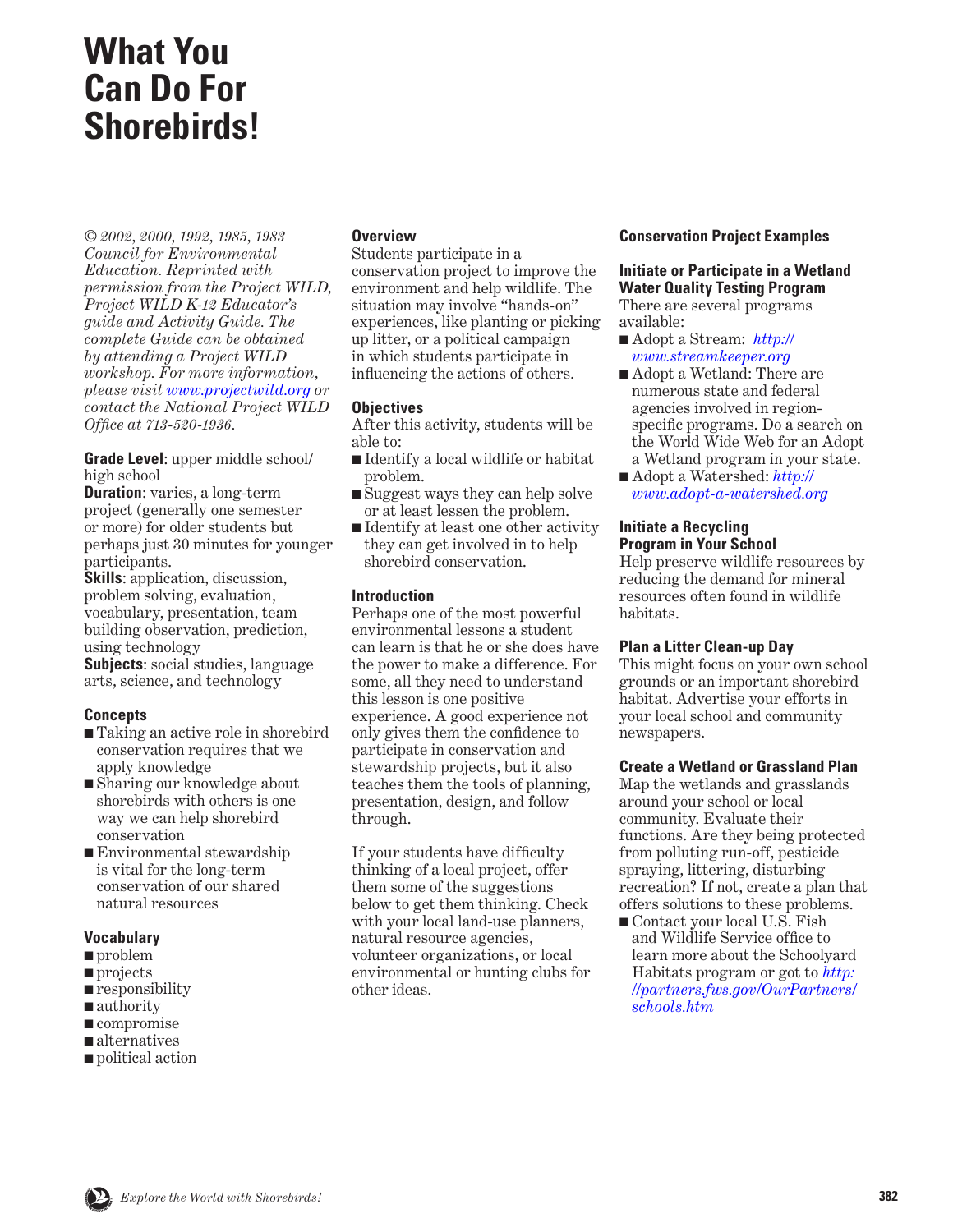# What You Can Do For Shorebirds!

*© 2002, 2000, 1992, 1985, 1983 Council for Environmental Education. Reprinted with permission from the Project WILD, Project WILD K-12 Educator's guide and Activity Guide. The complete Guide can be obtained by attending a Project WILD workshop. For more information, please visit www.projectwild.org or contact the National Project WILD Office at 713-520-1936.*

**Grade Level**: upper middle school/ high school
**Duration**: varies, a long-term project (generally one semester or more) for older students but perhaps just 30 minutes for younger participants.
**Skills**: application, discussion, problem solving, evaluation, vocabulary, presentation, team building observation, prediction, using technology
**Subjects**: social studies, language arts, science, and technology

### Concepts

- Taking an active role in shorebird conservation requires that we apply knowledge
- Sharing our knowledge about shorebirds with others is one way we can help shorebird conservation
- Environmental stewardship is vital for the long-term conservation of our shared natural resources

### Vocabulary

- problem
- projects
- responsibility
- authority
- compromise
- alternatives
- political action

### Overview

Students participate in a conservation project to improve the environment and help wildlife. The situation may involve "hands-on" experiences, like planting or picking up litter, or a political campaign in which students participate in influencing the actions of others.

### Objectives

After this activity, students will be able to:

- Identify a local wildlife or habitat problem.
- Suggest ways they can help solve or at least lessen the problem.
- Identify at least one other activity they can get involved in to help shorebird conservation.

### Introduction

Perhaps one of the most powerful environmental lessons a student can learn is that he or she does have the power to make a difference. For some, all they need to understand this lesson is one positive experience. A good experience not only gives them the confidence to participate in conservation and stewardship projects, but it also teaches them the tools of planning, presentation, design, and follow through.

If your students have difficulty thinking of a local project, offer them some of the suggestions below to get them thinking. Check with your local land-use planners, natural resource agencies, volunteer organizations, or local environmental or hunting clubs for other ideas.

### Conservation Project Examples

#### Initiate or Participate in a Wetland Water Quality Testing Program

There are several programs available:

- Adopt a Stream: http://www.streamkeeper.org
- Adopt a Wetland: There are numerous state and federal agencies involved in region-specific programs. Do a search on the World Wide Web for an Adopt a Wetland program in your state.
- Adopt a Watershed: http://www.adopt-a-watershed.org

#### Initiate a Recycling Program in Your School

Help preserve wildlife resources by reducing the demand for mineral resources often found in wildlife habitats.

#### Plan a Litter Clean-up Day

This might focus on your own school grounds or an important shorebird habitat. Advertise your efforts in your local school and community newspapers.

#### Create a Wetland or Grassland Plan

Map the wetlands and grasslands around your school or local community. Evaluate their functions. Are they being protected from polluting run-off, pesticide spraying, littering, disturbing recreation? If not, create a plan that offers solutions to these problems.

- Contact your local U.S. Fish and Wildlife Service office to learn more about the Schoolyard Habitats program or got to http://partners.fws.gov/OurPartners/schools.htm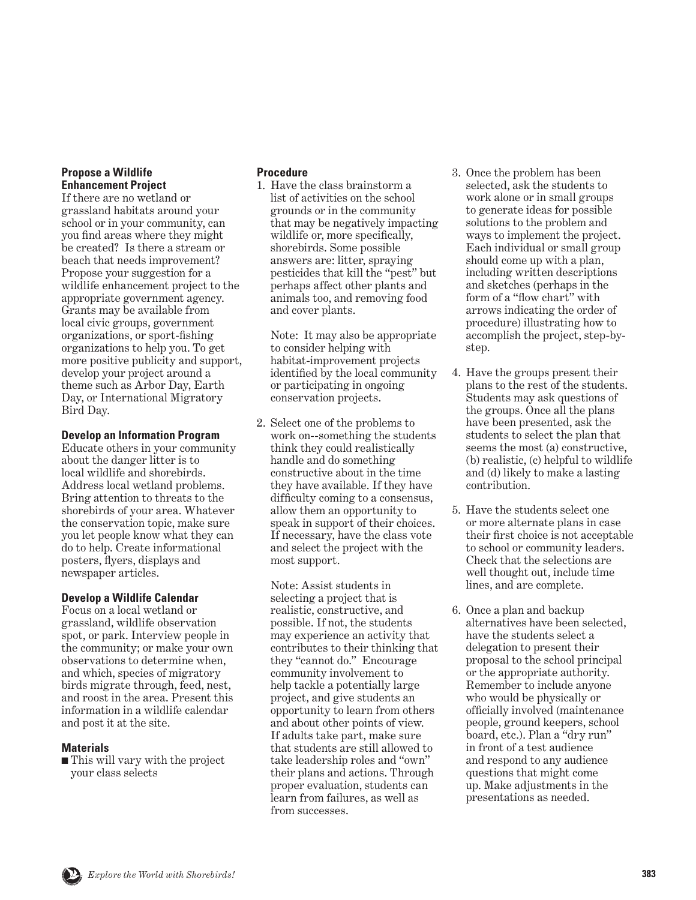### Propose a Wildlife Enhancement Project

If there are no wetland or grassland habitats around your school or in your community, can you find areas where they might be created? Is there a stream or beach that needs improvement? Propose your suggestion for a wildlife enhancement project to the appropriate government agency. Grants may be available from local civic groups, government organizations, or sport-fishing organizations to help you. To get more positive publicity and support, develop your project around a theme such as Arbor Day, Earth Day, or International Migratory Bird Day.

### Develop an Information Program

Educate others in your community about the danger litter is to local wildlife and shorebirds. Address local wetland problems. Bring attention to threats to the shorebirds of your area. Whatever the conservation topic, make sure you let people know what they can do to help. Create informational posters, flyers, displays and newspaper articles.

### Develop a Wildlife Calendar

Focus on a local wetland or grassland, wildlife observation spot, or park. Interview people in the community; or make your own observations to determine when, and which, species of migratory birds migrate through, feed, nest, and roost in the area. Present this information in a wildlife calendar and post it at the site.

### Materials

- This will vary with the project your class selects

### Procedure

1. Have the class brainstorm a list of activities on the school grounds or in the community that may be negatively impacting wildlife or, more specifically, shorebirds. Some possible answers are: litter, spraying pesticides that kill the "pest" but perhaps affect other plants and animals too, and removing food and cover plants.

   Note: It may also be appropriate to consider helping with habitat-improvement projects identified by the local community or participating in ongoing conservation projects.

2. Select one of the problems to work on--something the students think they could realistically handle and do something constructive about in the time they have available. If they have difficulty coming to a consensus, allow them an opportunity to speak in support of their choices. If necessary, have the class vote and select the project with the most support.

   Note: Assist students in selecting a project that is realistic, constructive, and possible. If not, the students may experience an activity that contributes to their thinking that they "cannot do." Encourage community involvement to help tackle a potentially large project, and give students an opportunity to learn from others and about other points of view. If adults take part, make sure that students are still allowed to take leadership roles and "own" their plans and actions. Through proper evaluation, students can learn from failures, as well as from successes.

3. Once the problem has been selected, ask the students to work alone or in small groups to generate ideas for possible solutions to the problem and ways to implement the project. Each individual or small group should come up with a plan, including written descriptions and sketches (perhaps in the form of a "flow chart" with arrows indicating the order of procedure) illustrating how to accomplish the project, step-by-step.

4. Have the groups present their plans to the rest of the students. Students may ask questions of the groups. Once all the plans have been presented, ask the students to select the plan that seems the most (a) constructive, (b) realistic, (c) helpful to wildlife and (d) likely to make a lasting contribution.

5. Have the students select one or more alternate plans in case their first choice is not acceptable to school or community leaders. Check that the selections are well thought out, include time lines, and are complete.

6. Once a plan and backup alternatives have been selected, have the students select a delegation to present their proposal to the school principal or the appropriate authority. Remember to include anyone who would be physically or officially involved (maintenance people, ground keepers, school board, etc.). Plan a "dry run" in front of a test audience and respond to any audience questions that might come up. Make adjustments in the presentations as needed.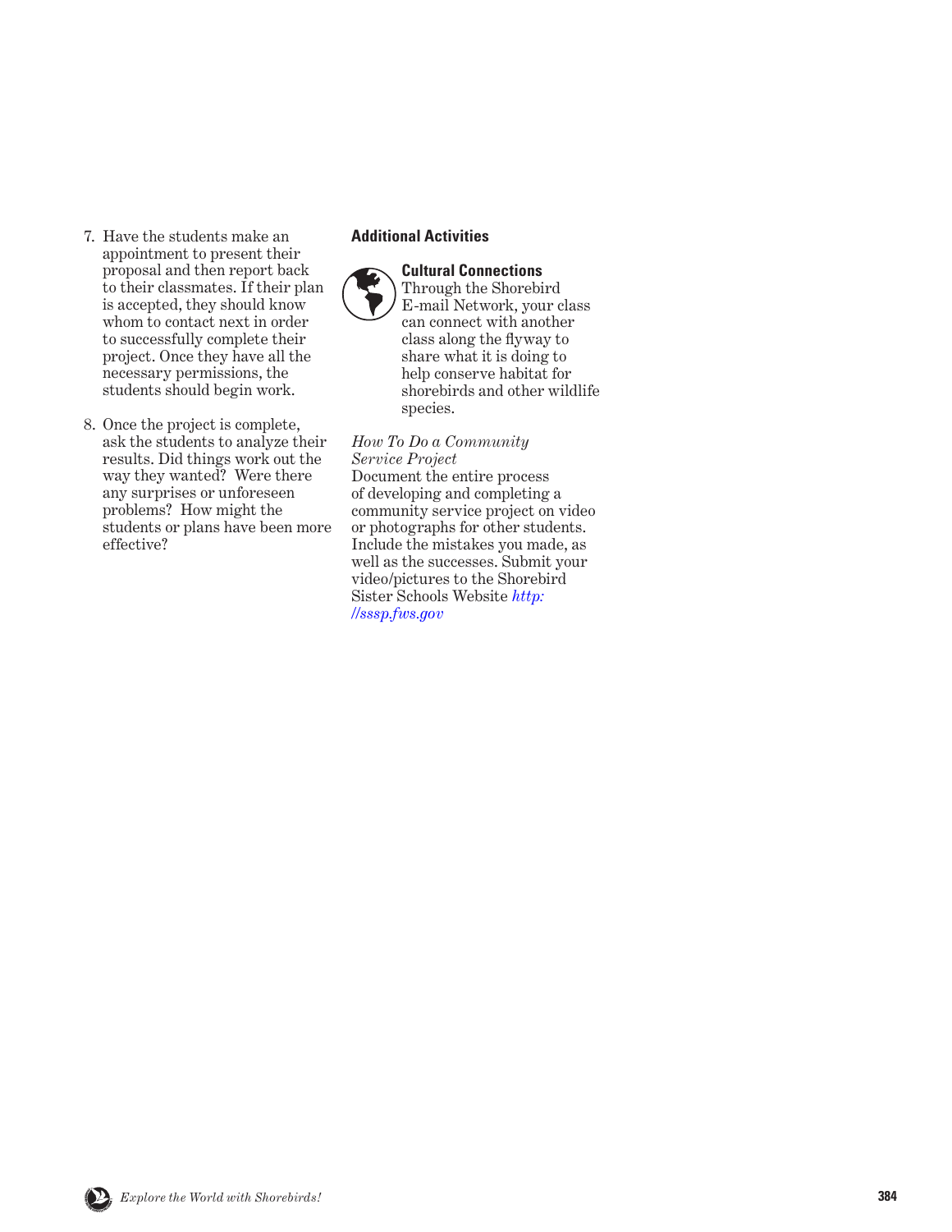7. Have the students make an appointment to present their proposal and then report back to their classmates. If their plan is accepted, they should know whom to contact next in order to successfully complete their project. Once they have all the necessary permissions, the students should begin work.

8. Once the project is complete, ask the students to analyze their results. Did things work out the way they wanted? Were there any surprises or unforeseen problems? How might the students or plans have been more effective?

## Additional Activities

### Cultural Connections

Through the Shorebird E-mail Network, your class can connect with another class along the flyway to share what it is doing to help conserve habitat for shorebirds and other wildlife species.

*How To Do a Community Service Project*
Document the entire process of developing and completing a community service project on video or photographs for other students. Include the mistakes you made, as well as the successes. Submit your video/pictures to the Shorebird Sister Schools Website *http://sssp.fws.gov*